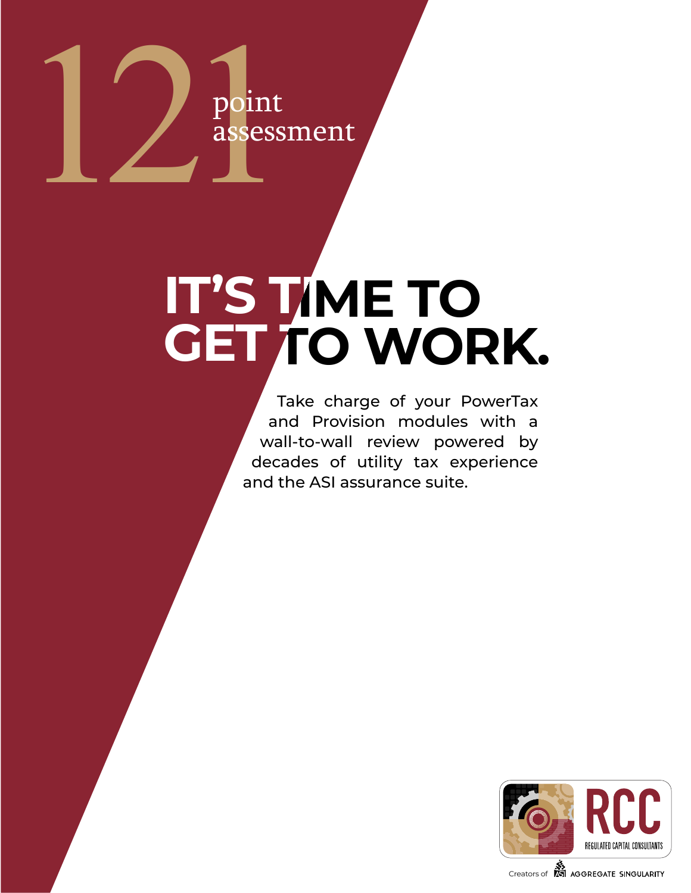# 121 point assessment

# IT'S TIME TO GET TO WORK.

Take charge of your PowerTax and Provision modules with a wall-to-wall review powered by decades of utility tax experience and the ASI assurance suite.

RCC
REGULATED CAPITAL CONSULTANTS

Creators of ASI AGGREGATE SINGULARITY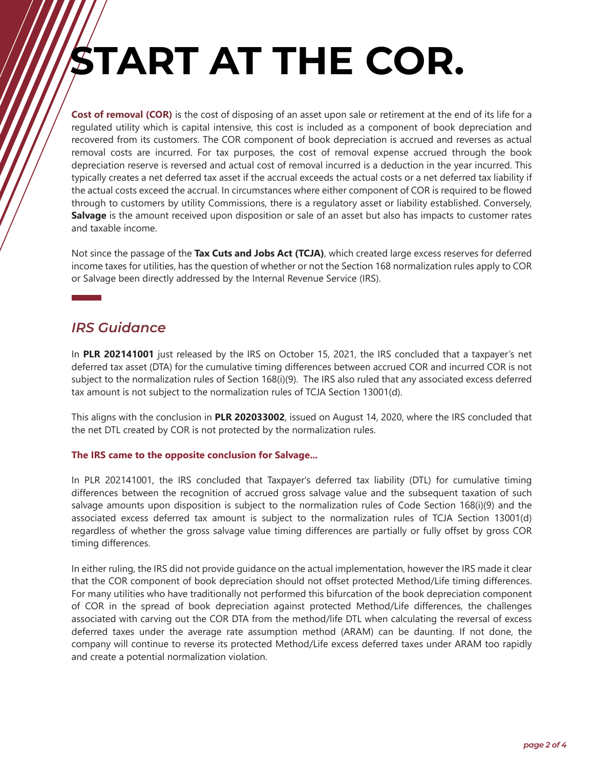# START AT THE COR.

**Cost of removal (COR)** is the cost of disposing of an asset upon sale or retirement at the end of its life for a regulated utility which is capital intensive, this cost is included as a component of book depreciation and recovered from its customers. The COR component of book depreciation is accrued and reverses as actual removal costs are incurred. For tax purposes, the cost of removal expense accrued through the book depreciation reserve is reversed and actual cost of removal incurred is a deduction in the year incurred. This typically creates a net deferred tax asset if the accrual exceeds the actual costs or a net deferred tax liability if the actual costs exceed the accrual. In circumstances where either component of COR is required to be flowed through to customers by utility Commissions, there is a regulatory asset or liability established. Conversely, **Salvage** is the amount received upon disposition or sale of an asset but also has impacts to customer rates and taxable income.

Not since the passage of the **Tax Cuts and Jobs Act (TCJA)**, which created large excess reserves for deferred income taxes for utilities, has the question of whether or not the Section 168 normalization rules apply to COR or Salvage been directly addressed by the Internal Revenue Service (IRS).

## *IRS Guidance*

In **PLR 202141001** just released by the IRS on October 15, 2021, the IRS concluded that a taxpayer's net deferred tax asset (DTA) for the cumulative timing differences between accrued COR and incurred COR is not subject to the normalization rules of Section 168(i)(9). The IRS also ruled that any associated excess deferred tax amount is not subject to the normalization rules of TCJA Section 13001(d).

This aligns with the conclusion in **PLR 202033002**, issued on August 14, 2020, where the IRS concluded that the net DTL created by COR is not protected by the normalization rules.

**The IRS came to the opposite conclusion for Salvage...**

In PLR 202141001, the IRS concluded that Taxpayer's deferred tax liability (DTL) for cumulative timing differences between the recognition of accrued gross salvage value and the subsequent taxation of such salvage amounts upon disposition is subject to the normalization rules of Code Section 168(i)(9) and the associated excess deferred tax amount is subject to the normalization rules of TCJA Section 13001(d) regardless of whether the gross salvage value timing differences are partially or fully offset by gross COR timing differences.

In either ruling, the IRS did not provide guidance on the actual implementation, however the IRS made it clear that the COR component of book depreciation should not offset protected Method/Life timing differences. For many utilities who have traditionally not performed this bifurcation of the book depreciation component of COR in the spread of book depreciation against protected Method/Life differences, the challenges associated with carving out the COR DTA from the method/life DTL when calculating the reversal of excess deferred taxes under the average rate assumption method (ARAM) can be daunting. If not done, the company will continue to reverse its protected Method/Life excess deferred taxes under ARAM too rapidly and create a potential normalization violation.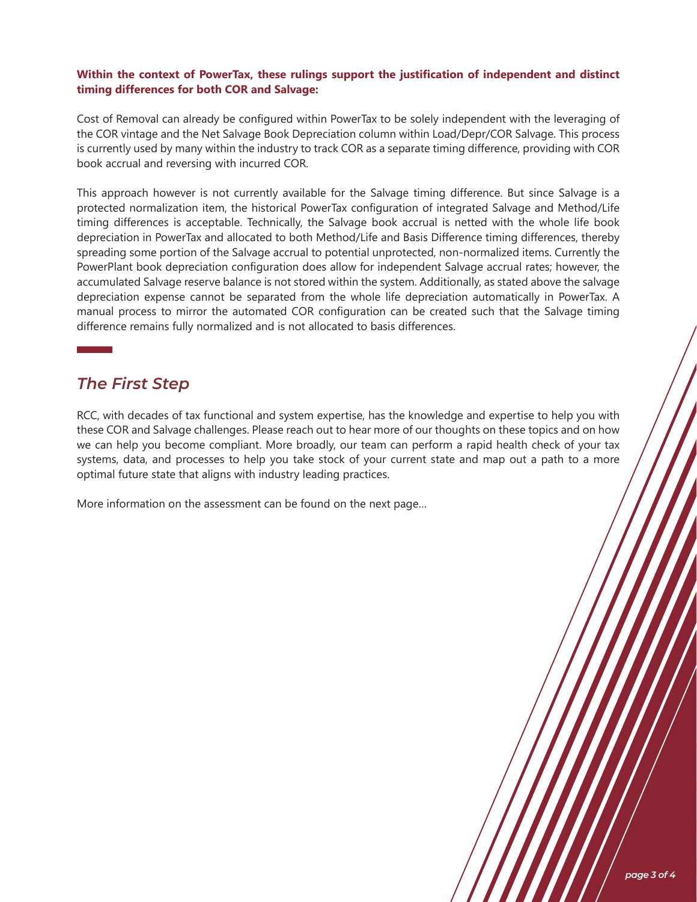**Within the context of PowerTax, these rulings support the justification of independent and distinct timing differences for both COR and Salvage:**

Cost of Removal can already be configured within PowerTax to be solely independent with the leveraging of the COR vintage and the Net Salvage Book Depreciation column within Load/Depr/COR Salvage. This process is currently used by many within the industry to track COR as a separate timing difference, providing with COR book accrual and reversing with incurred COR.

This approach however is not currently available for the Salvage timing difference. But since Salvage is a protected normalization item, the historical PowerTax configuration of integrated Salvage and Method/Life timing differences is acceptable. Technically, the Salvage book accrual is netted with the whole life book depreciation in PowerTax and allocated to both Method/Life and Basis Difference timing differences, thereby spreading some portion of the Salvage accrual to potential unprotected, non-normalized items. Currently the PowerPlant book depreciation configuration does allow for independent Salvage accrual rates; however, the accumulated Salvage reserve balance is not stored within the system. Additionally, as stated above the salvage depreciation expense cannot be separated from the whole life depreciation automatically in PowerTax. A manual process to mirror the automated COR configuration can be created such that the Salvage timing difference remains fully normalized and is not allocated to basis differences.

## *The First Step*

RCC, with decades of tax functional and system expertise, has the knowledge and expertise to help you with these COR and Salvage challenges. Please reach out to hear more of our thoughts on these topics and on how we can help you become compliant. More broadly, our team can perform a rapid health check of your tax systems, data, and processes to help you take stock of your current state and map out a path to a more optimal future state that aligns with industry leading practices.

More information on the assessment can be found on the next page…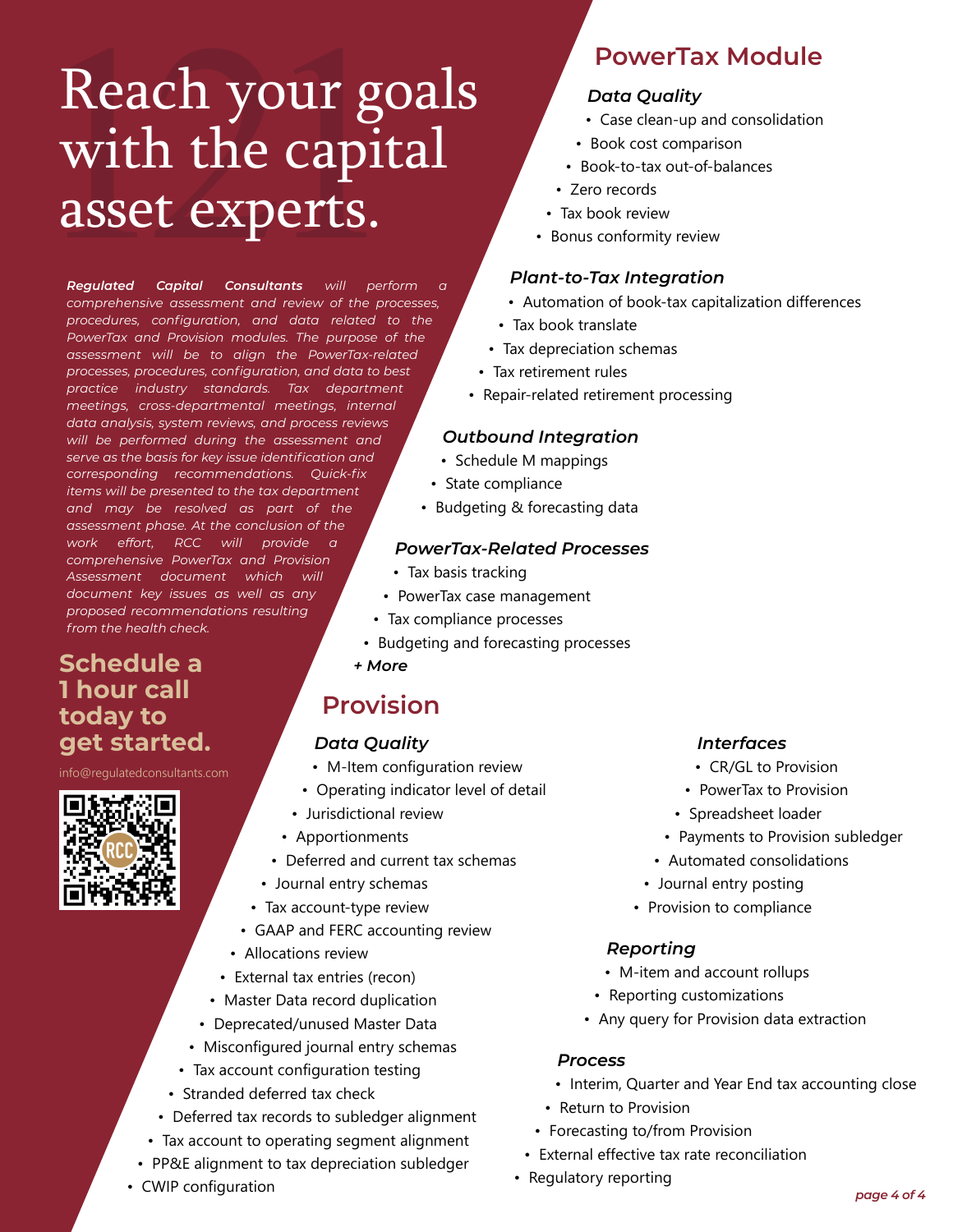# Reach your goals with the capital asset experts.

***Regulated Capital Consultants** will perform a comprehensive assessment and review of the processes, procedures, configuration, and data related to the PowerTax and Provision modules. The purpose of the assessment will be to align the PowerTax-related processes, procedures, configuration, and data to best practice industry standards. Tax department meetings, cross-departmental meetings, internal data analysis, system reviews, and process reviews will be performed during the assessment and serve as the basis for key issue identification and corresponding recommendations. Quick-fix items will be presented to the tax department and may be resolved as part of the assessment phase. At the conclusion of the work effort, RCC will provide a comprehensive PowerTax and Provision Assessment document which will document key issues as well as any proposed recommendations resulting from the health check.*

## Schedule a 1 hour call today to get started.

info@regulatedconsultants.com

## PowerTax Module

### *Data Quality*

- Case clean-up and consolidation
- Book cost comparison
- Book-to-tax out-of-balances
- Zero records
- Tax book review
- Bonus conformity review

### *Plant-to-Tax Integration*

- Automation of book-tax capitalization differences
- Tax book translate
- Tax depreciation schemas
- Tax retirement rules
- Repair-related retirement processing

### *Outbound Integration*

- Schedule M mappings
- State compliance
- Budgeting & forecasting data

### *PowerTax-Related Processes*

- Tax basis tracking
- PowerTax case management
- Tax compliance processes
- Budgeting and forecasting processes

***+ More***

## Provision

### *Data Quality*

- M-Item configuration review
- Operating indicator level of detail
- Jurisdictional review
- Apportionments
- Deferred and current tax schemas
- Journal entry schemas
- Tax account-type review
- GAAP and FERC accounting review
- Allocations review
- External tax entries (recon)
- Master Data record duplication
- Deprecated/unused Master Data
- Misconfigured journal entry schemas
- Tax account configuration testing
- Stranded deferred tax check
- Deferred tax records to subledger alignment
- Tax account to operating segment alignment
- PP&E alignment to tax depreciation subledger
- CWIP configuration

### *Interfaces*

- CR/GL to Provision
- PowerTax to Provision
- Spreadsheet loader
- Payments to Provision subledger
- Automated consolidations
- Journal entry posting
- Provision to compliance

### *Reporting*

- M-item and account rollups
- Reporting customizations
- Any query for Provision data extraction

### *Process*

- Interim, Quarter and Year End tax accounting close
- Return to Provision
- Forecasting to/from Provision
- External effective tax rate reconciliation
- Regulatory reporting